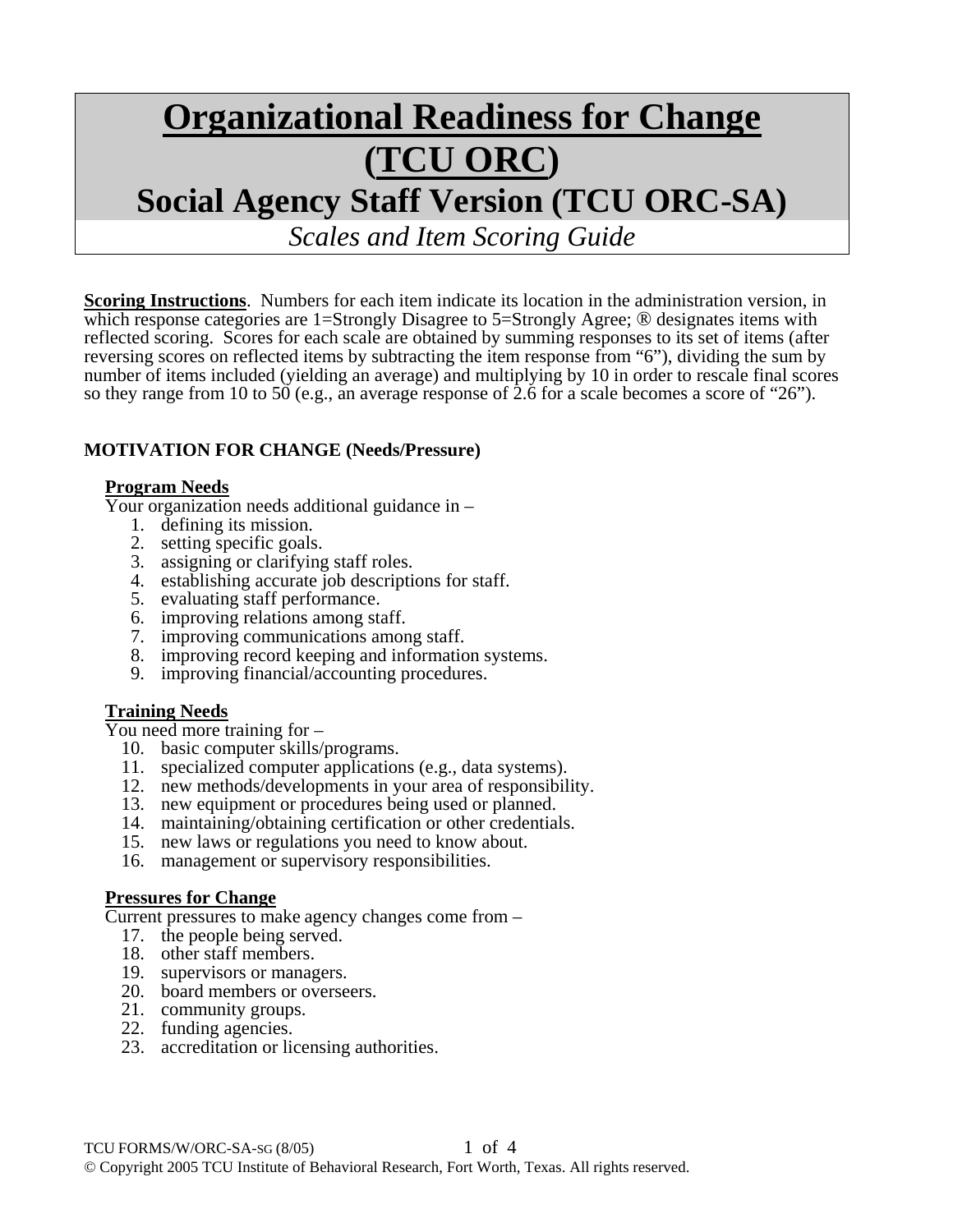# Organizational Readiness for Change (TCU ORC)

## Social Agency Staff Version (TCU ORC-SA)

*Scales and Item Scoring Guide*

**Scoring Instructions**. Numbers for each item indicate its location in the administration version, in which response categories are 1=Strongly Disagree to 5=Strongly Agree; ® designates items with reflected scoring. Scores for each scale are obtained by summing responses to its set of items (after reversing scores on reflected items by subtracting the item response from "6"), dividing the sum by number of items included (yielding an average) and multiplying by 10 in order to rescale final scores so they range from 10 to 50 (e.g., an average response of 2.6 for a scale becomes a score of "26").

### MOTIVATION FOR CHANGE (Needs/Pressure)

**Program Needs**

Your organization needs additional guidance in –

1. defining its mission.
2. setting specific goals.
3. assigning or clarifying staff roles.
4. establishing accurate job descriptions for staff.
5. evaluating staff performance.
6. improving relations among staff.
7. improving communications among staff.
8. improving record keeping and information systems.
9. improving financial/accounting procedures.

**Training Needs**

You need more training for –

10. basic computer skills/programs.
11. specialized computer applications (e.g., data systems).
12. new methods/developments in your area of responsibility.
13. new equipment or procedures being used or planned.
14. maintaining/obtaining certification or other credentials.
15. new laws or regulations you need to know about.
16. management or supervisory responsibilities.

**Pressures for Change**

Current pressures to make agency changes come from –

17. the people being served.
18. other staff members.
19. supervisors or managers.
20. board members or overseers.
21. community groups.
22. funding agencies.
23. accreditation or licensing authorities.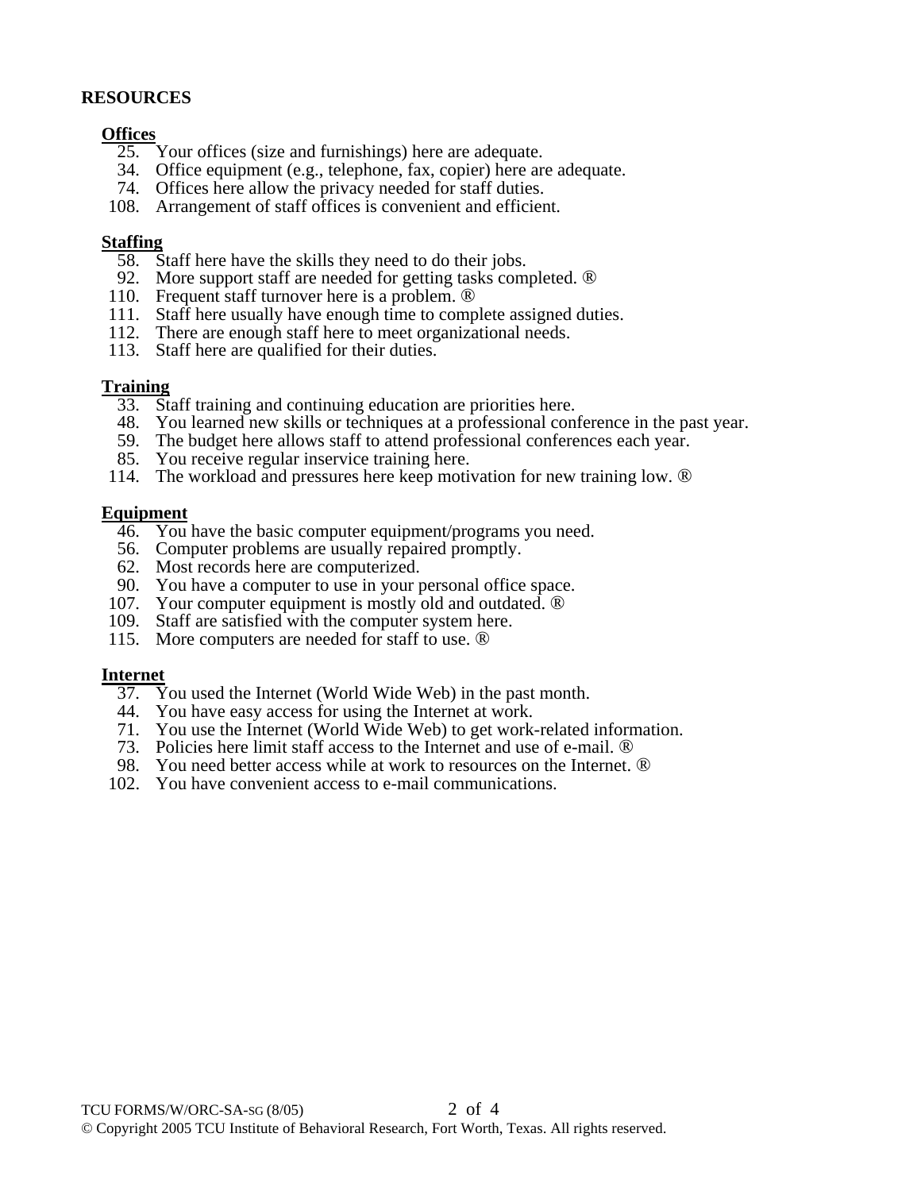## RESOURCES

### Offices

25. Your offices (size and furnishings) here are adequate.
34. Office equipment (e.g., telephone, fax, copier) here are adequate.
74. Offices here allow the privacy needed for staff duties.
108. Arrangement of staff offices is convenient and efficient.

### Staffing

58. Staff here have the skills they need to do their jobs.
92. More support staff are needed for getting tasks completed. ®
110. Frequent staff turnover here is a problem. ®
111. Staff here usually have enough time to complete assigned duties.
112. There are enough staff here to meet organizational needs.
113. Staff here are qualified for their duties.

### Training

33. Staff training and continuing education are priorities here.
48. You learned new skills or techniques at a professional conference in the past year.
59. The budget here allows staff to attend professional conferences each year.
85. You receive regular inservice training here.
114. The workload and pressures here keep motivation for new training low. ®

### Equipment

46. You have the basic computer equipment/programs you need.
56. Computer problems are usually repaired promptly.
62. Most records here are computerized.
90. You have a computer to use in your personal office space.
107. Your computer equipment is mostly old and outdated. ®
109. Staff are satisfied with the computer system here.
115. More computers are needed for staff to use. ®

### Internet

37. You used the Internet (World Wide Web) in the past month.
44. You have easy access for using the Internet at work.
71. You use the Internet (World Wide Web) to get work-related information.
73. Policies here limit staff access to the Internet and use of e-mail. ®
98. You need better access while at work to resources on the Internet. ®
102. You have convenient access to e-mail communications.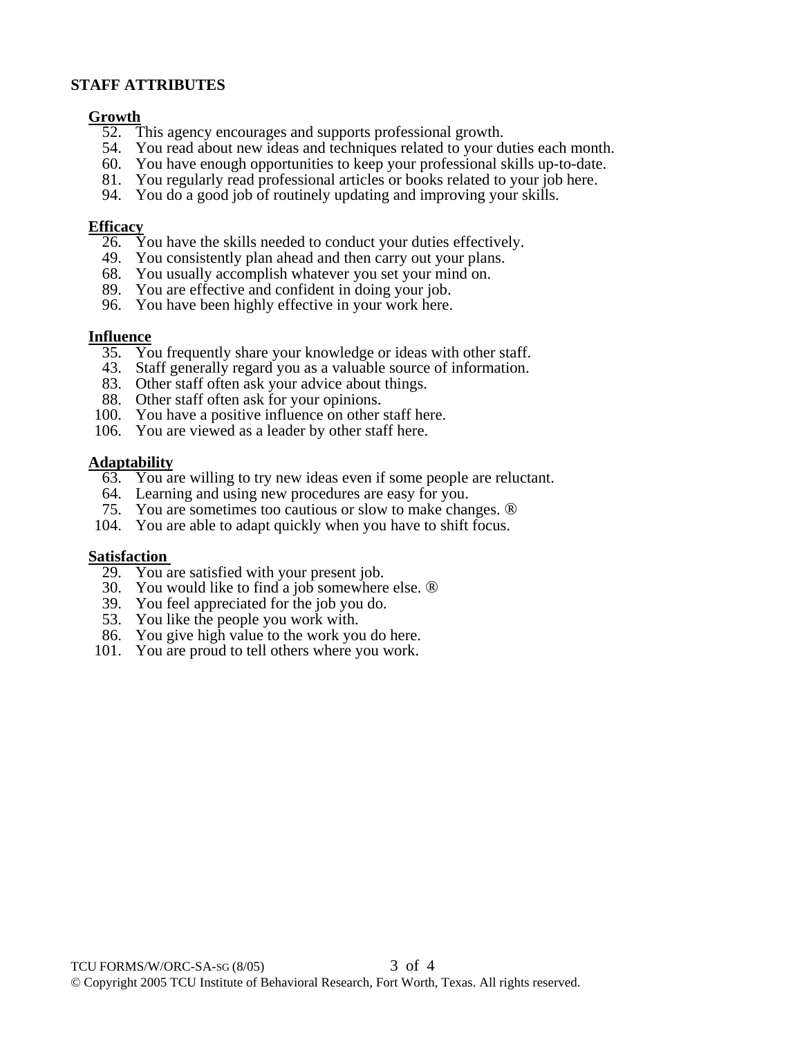## STAFF ATTRIBUTES

### Growth

52. This agency encourages and supports professional growth.
54. You read about new ideas and techniques related to your duties each month.
60. You have enough opportunities to keep your professional skills up-to-date.
81. You regularly read professional articles or books related to your job here.
94. You do a good job of routinely updating and improving your skills.

### Efficacy

26. You have the skills needed to conduct your duties effectively.
49. You consistently plan ahead and then carry out your plans.
68. You usually accomplish whatever you set your mind on.
89. You are effective and confident in doing your job.
96. You have been highly effective in your work here.

### Influence

35. You frequently share your knowledge or ideas with other staff.
43. Staff generally regard you as a valuable source of information.
83. Other staff often ask your advice about things.
88. Other staff often ask for your opinions.
100. You have a positive influence on other staff here.
106. You are viewed as a leader by other staff here.

### Adaptability

63. You are willing to try new ideas even if some people are reluctant.
64. Learning and using new procedures are easy for you.
75. You are sometimes too cautious or slow to make changes. ®
104. You are able to adapt quickly when you have to shift focus.

### Satisfaction

29. You are satisfied with your present job.
30. You would like to find a job somewhere else. ®
39. You feel appreciated for the job you do.
53. You like the people you work with.
86. You give high value to the work you do here.
101. You are proud to tell others where you work.

TCU FORMS/W/ORC-SA-SG (8/05)

© Copyright 2005 TCU Institute of Behavioral Research, Fort Worth, Texas. All rights reserved.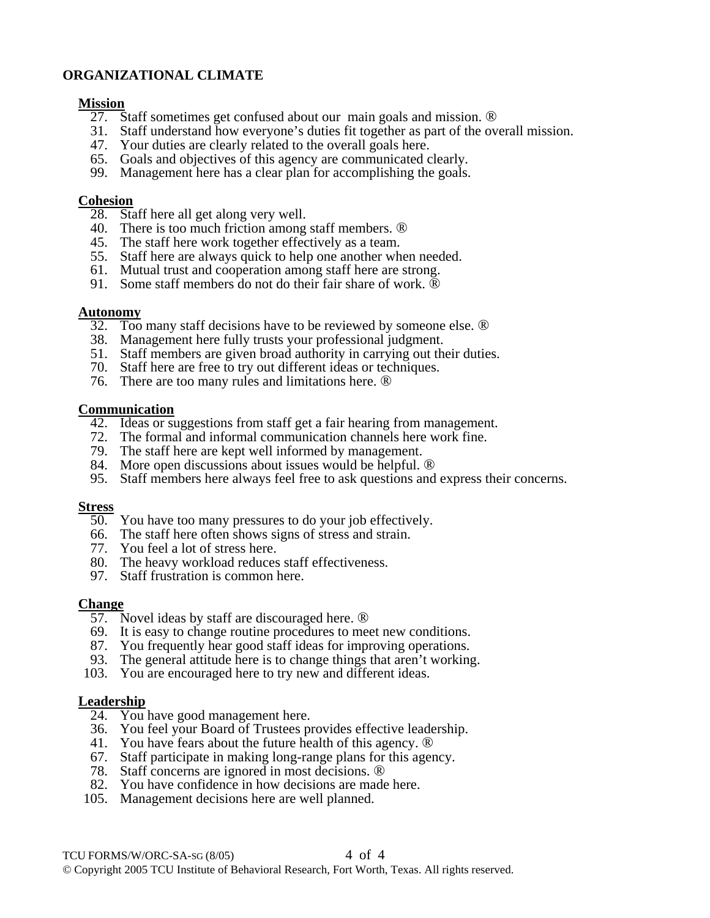## ORGANIZATIONAL CLIMATE

**Mission**

27. Staff sometimes get confused about our main goals and mission. ®
31. Staff understand how everyone's duties fit together as part of the overall mission.
47. Your duties are clearly related to the overall goals here.
65. Goals and objectives of this agency are communicated clearly.
99. Management here has a clear plan for accomplishing the goals.

**Cohesion**

28. Staff here all get along very well.
40. There is too much friction among staff members. ®
45. The staff here work together effectively as a team.
55. Staff here are always quick to help one another when needed.
61. Mutual trust and cooperation among staff here are strong.
91. Some staff members do not do their fair share of work. ®

**Autonomy**

32. Too many staff decisions have to be reviewed by someone else. ®
38. Management here fully trusts your professional judgment.
51. Staff members are given broad authority in carrying out their duties.
70. Staff here are free to try out different ideas or techniques.
76. There are too many rules and limitations here. ®

**Communication**

42. Ideas or suggestions from staff get a fair hearing from management.
72. The formal and informal communication channels here work fine.
79. The staff here are kept well informed by management.
84. More open discussions about issues would be helpful. ®
95. Staff members here always feel free to ask questions and express their concerns.

**Stress**

50. You have too many pressures to do your job effectively.
66. The staff here often shows signs of stress and strain.
77. You feel a lot of stress here.
80. The heavy workload reduces staff effectiveness.
97. Staff frustration is common here.

**Change**

57. Novel ideas by staff are discouraged here. ®
69. It is easy to change routine procedures to meet new conditions.
87. You frequently hear good staff ideas for improving operations.
93. The general attitude here is to change things that aren't working.
103. You are encouraged here to try new and different ideas.

**Leadership**

24. You have good management here.
36. You feel your Board of Trustees provides effective leadership.
41. You have fears about the future health of this agency. ®
67. Staff participate in making long-range plans for this agency.
78. Staff concerns are ignored in most decisions. ®
82. You have confidence in how decisions are made here.
105. Management decisions here are well planned.

TCU FORMS/W/ORC-SA-SG (8/05)

© Copyright 2005 TCU Institute of Behavioral Research, Fort Worth, Texas. All rights reserved.